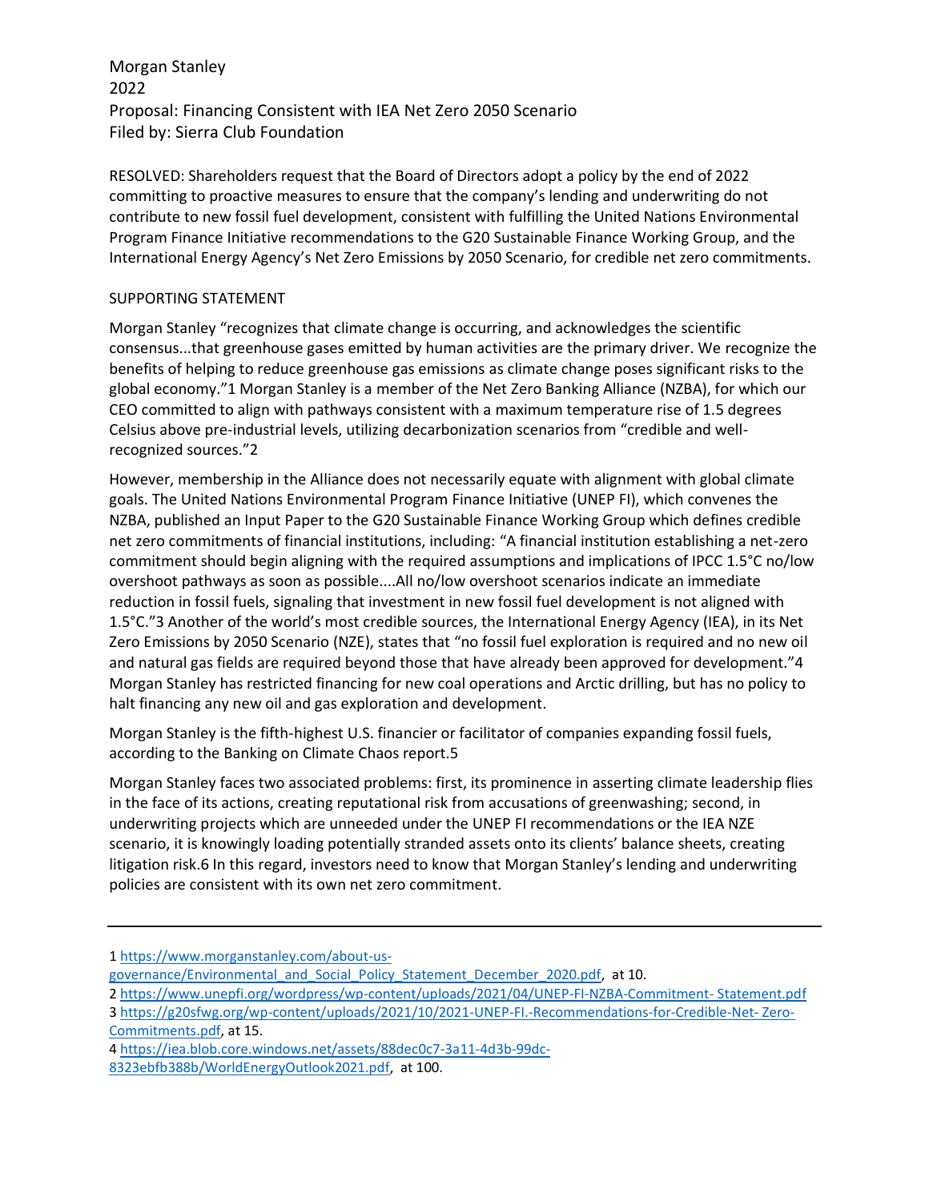Morgan Stanley
2022
Proposal: Financing Consistent with IEA Net Zero 2050 Scenario
Filed by: Sierra Club Foundation

RESOLVED: Shareholders request that the Board of Directors adopt a policy by the end of 2022 committing to proactive measures to ensure that the company's lending and underwriting do not contribute to new fossil fuel development, consistent with fulfilling the United Nations Environmental Program Finance Initiative recommendations to the G20 Sustainable Finance Working Group, and the International Energy Agency's Net Zero Emissions by 2050 Scenario, for credible net zero commitments.

SUPPORTING STATEMENT

Morgan Stanley "recognizes that climate change is occurring, and acknowledges the scientific consensus...that greenhouse gases emitted by human activities are the primary driver. We recognize the benefits of helping to reduce greenhouse gas emissions as climate change poses significant risks to the global economy."[1] Morgan Stanley is a member of the Net Zero Banking Alliance (NZBA), for which our CEO committed to align with pathways consistent with a maximum temperature rise of 1.5 degrees Celsius above pre-industrial levels, utilizing decarbonization scenarios from "credible and well-recognized sources."[2]

However, membership in the Alliance does not necessarily equate with alignment with global climate goals. The United Nations Environmental Program Finance Initiative (UNEP FI), which convenes the NZBA, published an Input Paper to the G20 Sustainable Finance Working Group which defines credible net zero commitments of financial institutions, including: "A financial institution establishing a net-zero commitment should begin aligning with the required assumptions and implications of IPCC 1.5°C no/low overshoot pathways as soon as possible....All no/low overshoot scenarios indicate an immediate reduction in fossil fuels, signaling that investment in new fossil fuel development is not aligned with 1.5°C."[3] Another of the world's most credible sources, the International Energy Agency (IEA), in its Net Zero Emissions by 2050 Scenario (NZE), states that "no fossil fuel exploration is required and no new oil and natural gas fields are required beyond those that have already been approved for development."[4] Morgan Stanley has restricted financing for new coal operations and Arctic drilling, but has no policy to halt financing any new oil and gas exploration and development.

Morgan Stanley is the fifth-highest U.S. financier or facilitator of companies expanding fossil fuels, according to the Banking on Climate Chaos report.[5]

Morgan Stanley faces two associated problems: first, its prominence in asserting climate leadership flies in the face of its actions, creating reputational risk from accusations of greenwashing; second, in underwriting projects which are unneeded under the UNEP FI recommendations or the IEA NZE scenario, it is knowingly loading potentially stranded assets onto its clients' balance sheets, creating litigation risk.[6] In this regard, investors need to know that Morgan Stanley's lending and underwriting policies are consistent with its own net zero commitment.

---

1 https://www.morganstanley.com/about-us-governance/Environmental_and_Social_Policy_Statement_December_2020.pdf, at 10.

2 https://www.unepfi.org/wordpress/wp-content/uploads/2021/04/UNEP-FI-NZBA-Commitment- Statement.pdf

3 https://g20sfwg.org/wp-content/uploads/2021/10/2021-UNEP-FI.-Recommendations-for-Credible-Net- Zero-Commitments.pdf, at 15.

4 https://iea.blob.core.windows.net/assets/88dec0c7-3a11-4d3b-99dc-8323ebfb388b/WorldEnergyOutlook2021.pdf, at 100.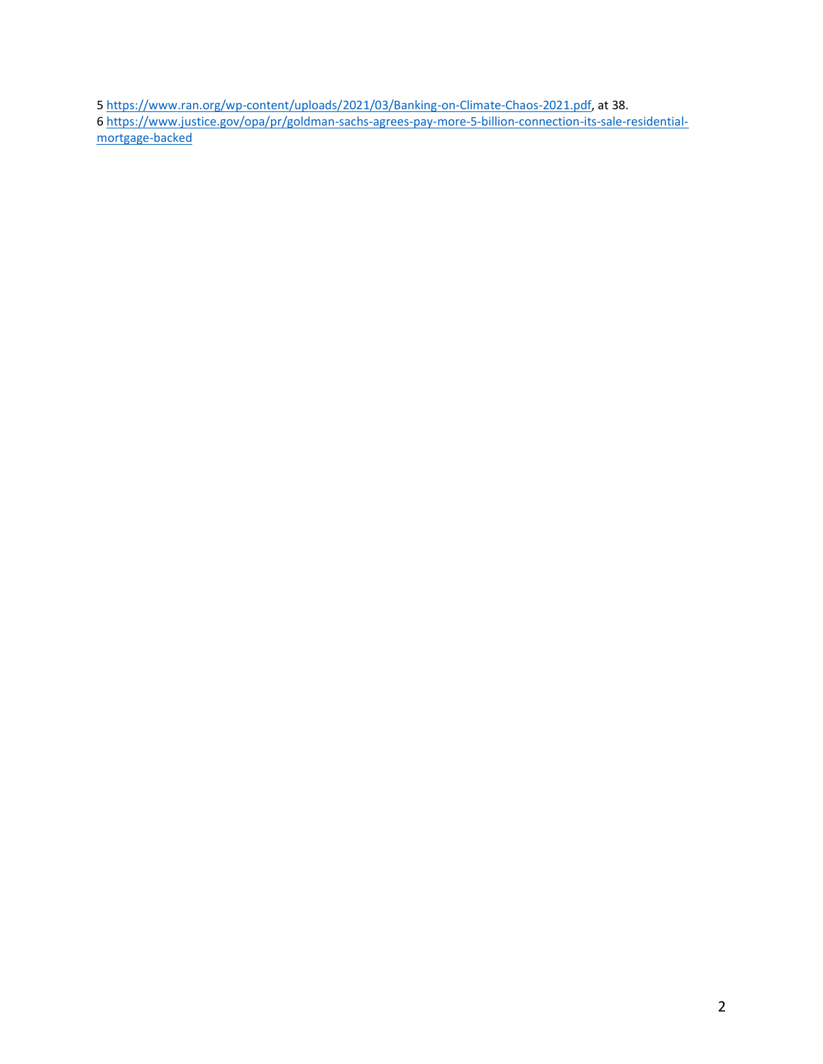5 https://www.ran.org/wp-content/uploads/2021/03/Banking-on-Climate-Chaos-2021.pdf, at 38.

6 https://www.justice.gov/opa/pr/goldman-sachs-agrees-pay-more-5-billion-connection-its-sale-residential-mortgage-backed